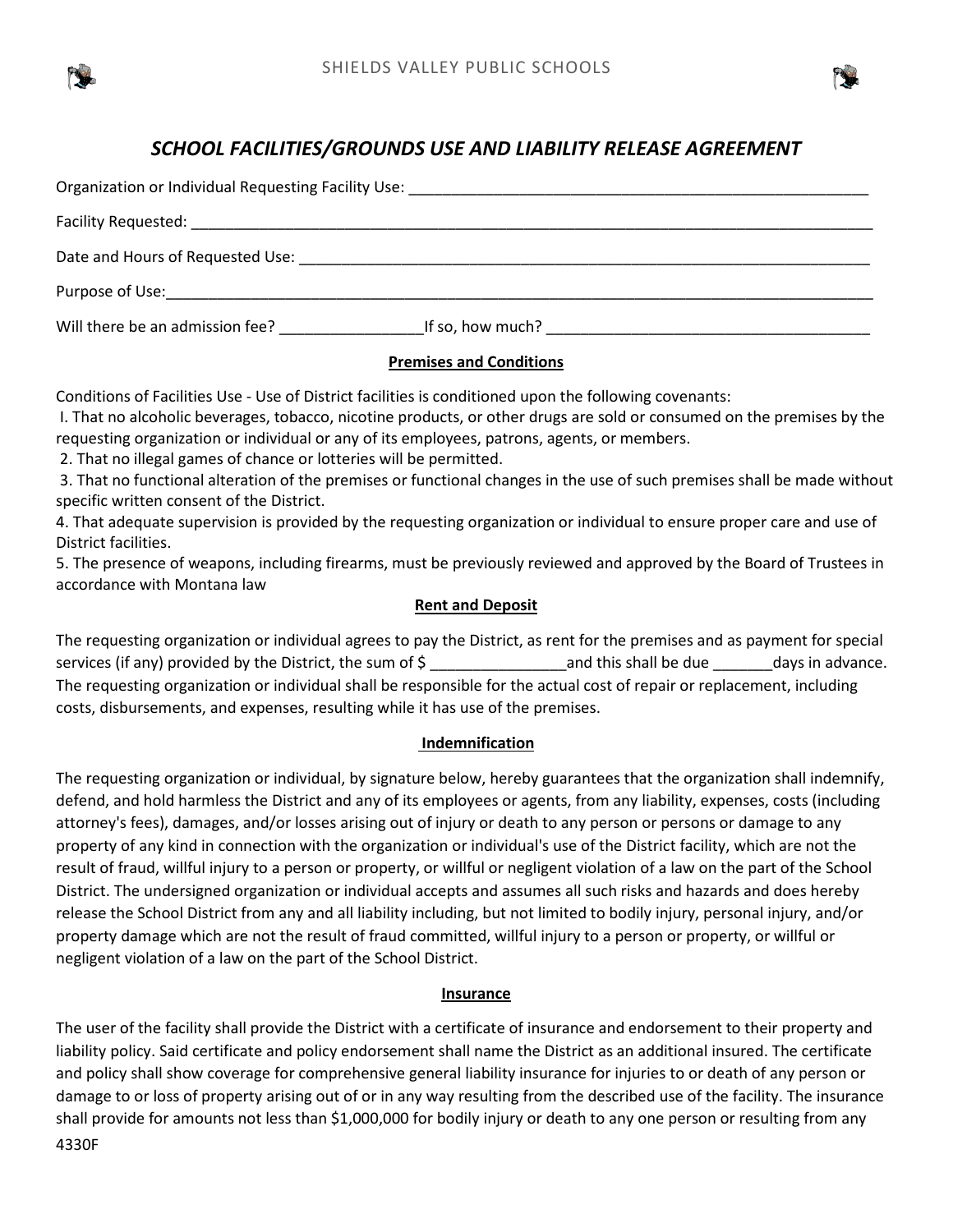# *SCHOOL FACILITIES/GROUNDS USE AND LIABILITY RELEASE AGREEMENT*

Organization or Individual Requesting Facility Use: ___________________________________________________________

Facility Requested: ___________________________________________________________________________________

Date and Hours of Requested Use: _________________________________________________________________________

Purpose of Use:_______________________________________________________________________________________

Will there be an admission fee? _________________If so, how much? _______________________________________

## Premises and Conditions

Conditions of Facilities Use - Use of District facilities is conditioned upon the following covenants:

I. That no alcoholic beverages, tobacco, nicotine products, or other drugs are sold or consumed on the premises by the requesting organization or individual or any of its employees, patrons, agents, or members.

2. That no illegal games of chance or lotteries will be permitted.

3. That no functional alteration of the premises or functional changes in the use of such premises shall be made without specific written consent of the District.

4. That adequate supervision is provided by the requesting organization or individual to ensure proper care and use of District facilities.

5. The presence of weapons, including firearms, must be previously reviewed and approved by the Board of Trustees in accordance with Montana law

## Rent and Deposit

The requesting organization or individual agrees to pay the District, as rent for the premises and as payment for special services (if any) provided by the District, the sum of $ ________________and this shall be due _______days in advance. The requesting organization or individual shall be responsible for the actual cost of repair or replacement, including costs, disbursements, and expenses, resulting while it has use of the premises.

## Indemnification

The requesting organization or individual, by signature below, hereby guarantees that the organization shall indemnify, defend, and hold harmless the District and any of its employees or agents, from any liability, expenses, costs (including attorney's fees), damages, and/or losses arising out of injury or death to any person or persons or damage to any property of any kind in connection with the organization or individual's use of the District facility, which are not the result of fraud, willful injury to a person or property, or willful or negligent violation of a law on the part of the School District. The undersigned organization or individual accepts and assumes all such risks and hazards and does hereby release the School District from any and all liability including, but not limited to bodily injury, personal injury, and/or property damage which are not the result of fraud committed, willful injury to a person or property, or willful or negligent violation of a law on the part of the School District.

## Insurance

The user of the facility shall provide the District with a certificate of insurance and endorsement to their property and liability policy. Said certificate and policy endorsement shall name the District as an additional insured. The certificate and policy shall show coverage for comprehensive general liability insurance for injuries to or death of any person or damage to or loss of property arising out of or in any way resulting from the described use of the facility. The insurance shall provide for amounts not less than $1,000,000 for bodily injury or death to any one person or resulting from any

4330F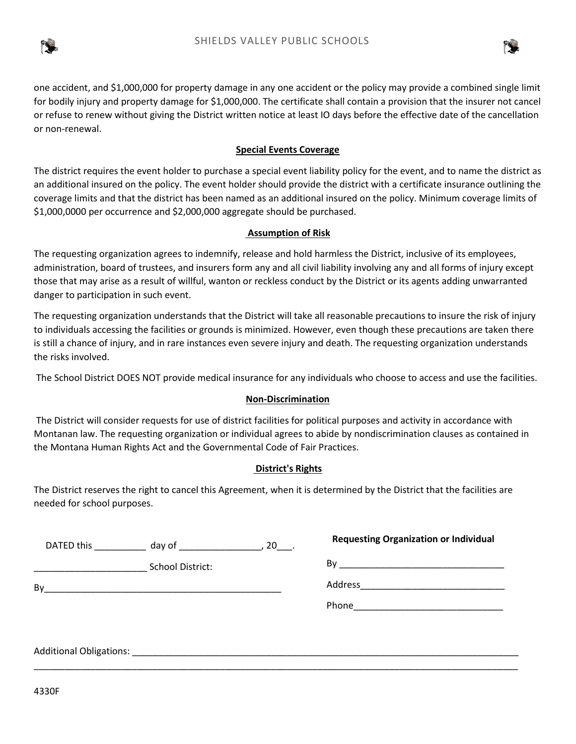one accident, and $1,000,000 for property damage in any one accident or the policy may provide a combined single limit for bodily injury and property damage for $1,000,000. The certificate shall contain a provision that the insurer not cancel or refuse to renew without giving the District written notice at least IO days before the effective date of the cancellation or non-renewal.

**Special Events Coverage**

The district requires the event holder to purchase a special event liability policy for the event, and to name the district as an additional insured on the policy. The event holder should provide the district with a certificate insurance outlining the coverage limits and that the district has been named as an additional insured on the policy. Minimum coverage limits of $1,000,0000 per occurrence and $2,000,000 aggregate should be purchased.

**Assumption of Risk**

The requesting organization agrees to indemnify, release and hold harmless the District, inclusive of its employees, administration, board of trustees, and insurers form any and all civil liability involving any and all forms of injury except those that may arise as a result of willful, wanton or reckless conduct by the District or its agents adding unwarranted danger to participation in such event.

The requesting organization understands that the District will take all reasonable precautions to insure the risk of injury to individuals accessing the facilities or grounds is minimized. However, even though these precautions are taken there is still a chance of injury, and in rare instances even severe injury and death. The requesting organization understands the risks involved.

The School District DOES NOT provide medical insurance for any individuals who choose to access and use the facilities.

**Non-Discrimination**

The District will consider requests for use of district facilities for political purposes and activity in accordance with Montanan law. The requesting organization or individual agrees to abide by nondiscrimination clauses as contained in the Montana Human Rights Act and the Governmental Code of Fair Practices.

**District's Rights**

The District reserves the right to cancel this Agreement, when it is determined by the District that the facilities are needed for school purposes.

DATED this __________ day of ________________, 20___.

______________________ School District:

By_______________________________________________

**Requesting Organization or Individual**

By ________________________________

Address____________________________

Phone_____________________________

Additional Obligations: ____________________________________________________________________________
____________________________________________________________________________________________________

4330F